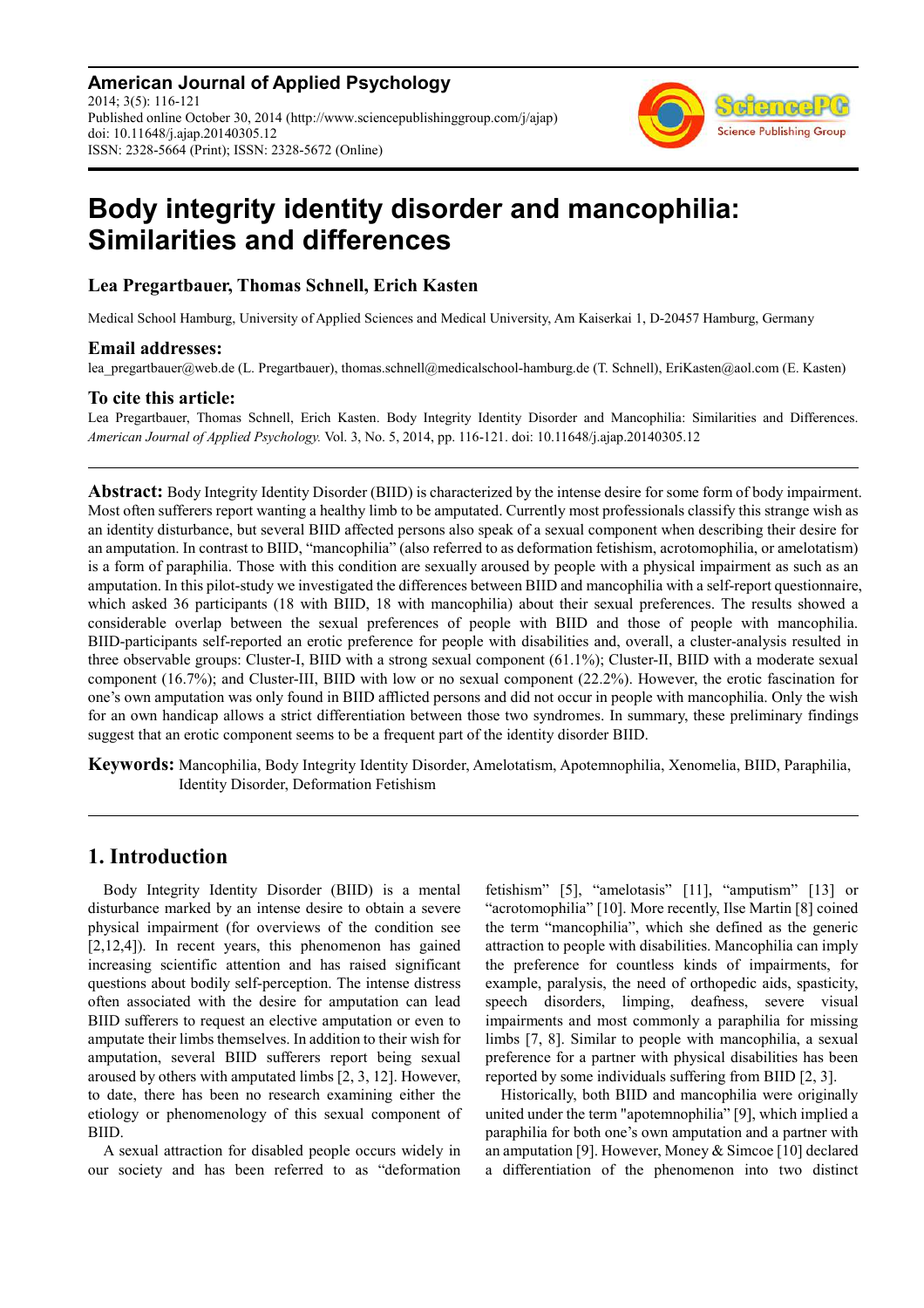**American Journal of Applied Psychology**
2014; 3(5): 116-121
Published online October 30, 2014 (http://www.sciencepublishinggroup.com/j/ajap)
doi: 10.11648/j.ajap.20140305.12
ISSN: 2328-5664 (Print); ISSN: 2328-5672 (Online)

# Body integrity identity disorder and mancophilia: Similarities and differences

**Lea Pregartbauer, Thomas Schnell, Erich Kasten**

Medical School Hamburg, University of Applied Sciences and Medical University, Am Kaiserkai 1, D-20457 Hamburg, Germany

### Email addresses:

lea_pregartbauer@web.de (L. Pregartbauer), thomas.schnell@medicalschool-hamburg.de (T. Schnell), EriKasten@aol.com (E. Kasten)

### To cite this article:

Lea Pregartbauer, Thomas Schnell, Erich Kasten. Body Integrity Identity Disorder and Mancophilia: Similarities and Differences. *American Journal of Applied Psychology.* Vol. 3, No. 5, 2014, pp. 116-121. doi: 10.11648/j.ajap.20140305.12

---

**Abstract:** Body Integrity Identity Disorder (BIID) is characterized by the intense desire for some form of body impairment. Most often sufferers report wanting a healthy limb to be amputated. Currently most professionals classify this strange wish as an identity disturbance, but several BIID affected persons also speak of a sexual component when describing their desire for an amputation. In contrast to BIID, "mancophilia" (also referred to as deformation fetishism, acrotomophilia, or amelotatism) is a form of paraphilia. Those with this condition are sexually aroused by people with a physical impairment as such as an amputation. In this pilot-study we investigated the differences between BIID and mancophilia with a self-report questionnaire, which asked 36 participants (18 with BIID, 18 with mancophilia) about their sexual preferences. The results showed a considerable overlap between the sexual preferences of people with BIID and those of people with mancophilia. BIID-participants self-reported an erotic preference for people with disabilities and, overall, a cluster-analysis resulted in three observable groups: Cluster-I, BIID with a strong sexual component (61.1%); Cluster-II, BIID with a moderate sexual component (16.7%); and Cluster-III, BIID with low or no sexual component (22.2%). However, the erotic fascination for one's own amputation was only found in BIID afflicted persons and did not occur in people with mancophilia. Only the wish for an own handicap allows a strict differentiation between those two syndromes. In summary, these preliminary findings suggest that an erotic component seems to be a frequent part of the identity disorder BIID.

**Keywords:** Mancophilia, Body Integrity Identity Disorder, Amelotatism, Apotemnophilia, Xenomelia, BIID, Paraphilia, Identity Disorder, Deformation Fetishism

---

## 1. Introduction

Body Integrity Identity Disorder (BIID) is a mental disturbance marked by an intense desire to obtain a severe physical impairment (for overviews of the condition see [2,12,4]). In recent years, this phenomenon has gained increasing scientific attention and has raised significant questions about bodily self-perception. The intense distress often associated with the desire for amputation can lead BIID sufferers to request an elective amputation or even to amputate their limbs themselves. In addition to their wish for amputation, several BIID sufferers report being sexual aroused by others with amputated limbs [2, 3, 12]. However, to date, there has been no research examining either the etiology or phenomenology of this sexual component of BIID.

A sexual attraction for disabled people occurs widely in our society and has been referred to as "deformation fetishism" [5], "amelotasis" [11], "amputism" [13] or "acrotomophilia" [10]. More recently, Ilse Martin [8] coined the term "mancophilia", which she defined as the generic attraction to people with disabilities. Mancophilia can imply the preference for countless kinds of impairments, for example, paralysis, the need of orthopedic aids, spasticity, speech disorders, limping, deafness, severe visual impairments and most commonly a paraphilia for missing limbs [7, 8]. Similar to people with mancophilia, a sexual preference for a partner with physical disabilities has been reported by some individuals suffering from BIID [2, 3].

Historically, both BIID and mancophilia were originally united under the term "apotemnophilia" [9], which implied a paraphilia for both one's own amputation and a partner with an amputation [9]. However, Money & Simcoe [10] declared a differentiation of the phenomenon into two distinct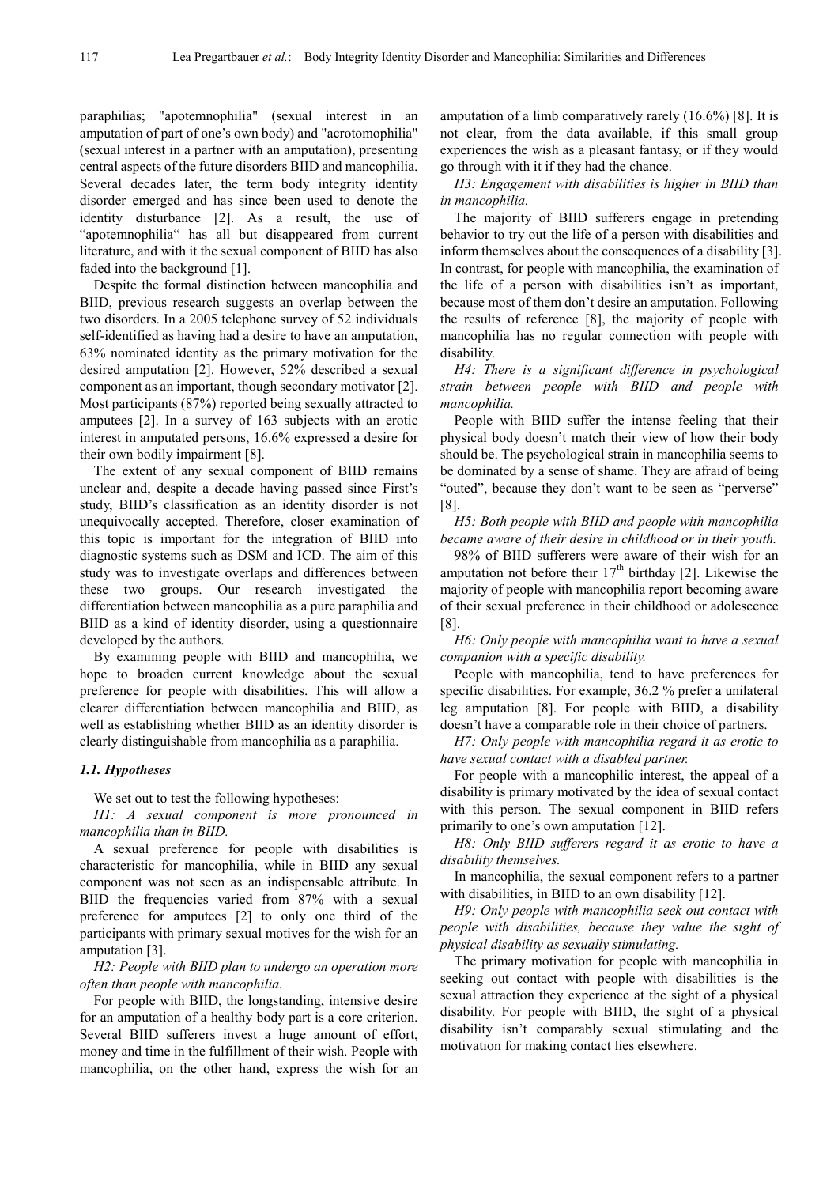paraphilias; "apotemnophilia" (sexual interest in an amputation of part of one's own body) and "acrotomophilia" (sexual interest in a partner with an amputation), presenting central aspects of the future disorders BIID and mancophilia. Several decades later, the term body integrity identity disorder emerged and has since been used to denote the identity disturbance [2]. As a result, the use of "apotemnophilia" has all but disappeared from current literature, and with it the sexual component of BIID has also faded into the background [1].

Despite the formal distinction between mancophilia and BIID, previous research suggests an overlap between the two disorders. In a 2005 telephone survey of 52 individuals self-identified as having had a desire to have an amputation, 63% nominated identity as the primary motivation for the desired amputation [2]. However, 52% described a sexual component as an important, though secondary motivator [2]. Most participants (87%) reported being sexually attracted to amputees [2]. In a survey of 163 subjects with an erotic interest in amputated persons, 16.6% expressed a desire for their own bodily impairment [8].

The extent of any sexual component of BIID remains unclear and, despite a decade having passed since First's study, BIID's classification as an identity disorder is not unequivocally accepted. Therefore, closer examination of this topic is important for the integration of BIID into diagnostic systems such as DSM and ICD. The aim of this study was to investigate overlaps and differences between these two groups. Our research investigated the differentiation between mancophilia as a pure paraphilia and BIID as a kind of identity disorder, using a questionnaire developed by the authors.

By examining people with BIID and mancophilia, we hope to broaden current knowledge about the sexual preference for people with disabilities. This will allow a clearer differentiation between mancophilia and BIID, as well as establishing whether BIID as an identity disorder is clearly distinguishable from mancophilia as a paraphilia.

### *1.1. Hypotheses*

We set out to test the following hypotheses:

*H1: A sexual component is more pronounced in mancophilia than in BIID.*

A sexual preference for people with disabilities is characteristic for mancophilia, while in BIID any sexual component was not seen as an indispensable attribute. In BIID the frequencies varied from 87% with a sexual preference for amputees [2] to only one third of the participants with primary sexual motives for the wish for an amputation [3].

*H2: People with BIID plan to undergo an operation more often than people with mancophilia.*

For people with BIID, the longstanding, intensive desire for an amputation of a healthy body part is a core criterion. Several BIID sufferers invest a huge amount of effort, money and time in the fulfillment of their wish. People with mancophilia, on the other hand, express the wish for an amputation of a limb comparatively rarely (16.6%) [8]. It is not clear, from the data available, if this small group experiences the wish as a pleasant fantasy, or if they would go through with it if they had the chance.

*H3: Engagement with disabilities is higher in BIID than in mancophilia.*

The majority of BIID sufferers engage in pretending behavior to try out the life of a person with disabilities and inform themselves about the consequences of a disability [3]. In contrast, for people with mancophilia, the examination of the life of a person with disabilities isn't as important, because most of them don't desire an amputation. Following the results of reference [8], the majority of people with mancophilia has no regular connection with people with disability.

*H4: There is a significant difference in psychological strain between people with BIID and people with mancophilia.*

People with BIID suffer the intense feeling that their physical body doesn't match their view of how their body should be. The psychological strain in mancophilia seems to be dominated by a sense of shame. They are afraid of being "outed", because they don't want to be seen as "perverse" [8].

*H5: Both people with BIID and people with mancophilia became aware of their desire in childhood or in their youth.*

98% of BIID sufferers were aware of their wish for an amputation not before their 17th birthday [2]. Likewise the majority of people with mancophilia report becoming aware of their sexual preference in their childhood or adolescence [8].

*H6: Only people with mancophilia want to have a sexual companion with a specific disability.*

People with mancophilia, tend to have preferences for specific disabilities. For example, 36.2 % prefer a unilateral leg amputation [8]. For people with BIID, a disability doesn't have a comparable role in their choice of partners.

*H7: Only people with mancophilia regard it as erotic to have sexual contact with a disabled partner.*

For people with a mancophilic interest, the appeal of a disability is primary motivated by the idea of sexual contact with this person. The sexual component in BIID refers primarily to one's own amputation [12].

*H8: Only BIID sufferers regard it as erotic to have a disability themselves.*

In mancophilia, the sexual component refers to a partner with disabilities, in BIID to an own disability [12].

*H9: Only people with mancophilia seek out contact with people with disabilities, because they value the sight of physical disability as sexually stimulating.*

The primary motivation for people with mancophilia in seeking out contact with people with disabilities is the sexual attraction they experience at the sight of a physical disability. For people with BIID, the sight of a physical disability isn't comparably sexual stimulating and the motivation for making contact lies elsewhere.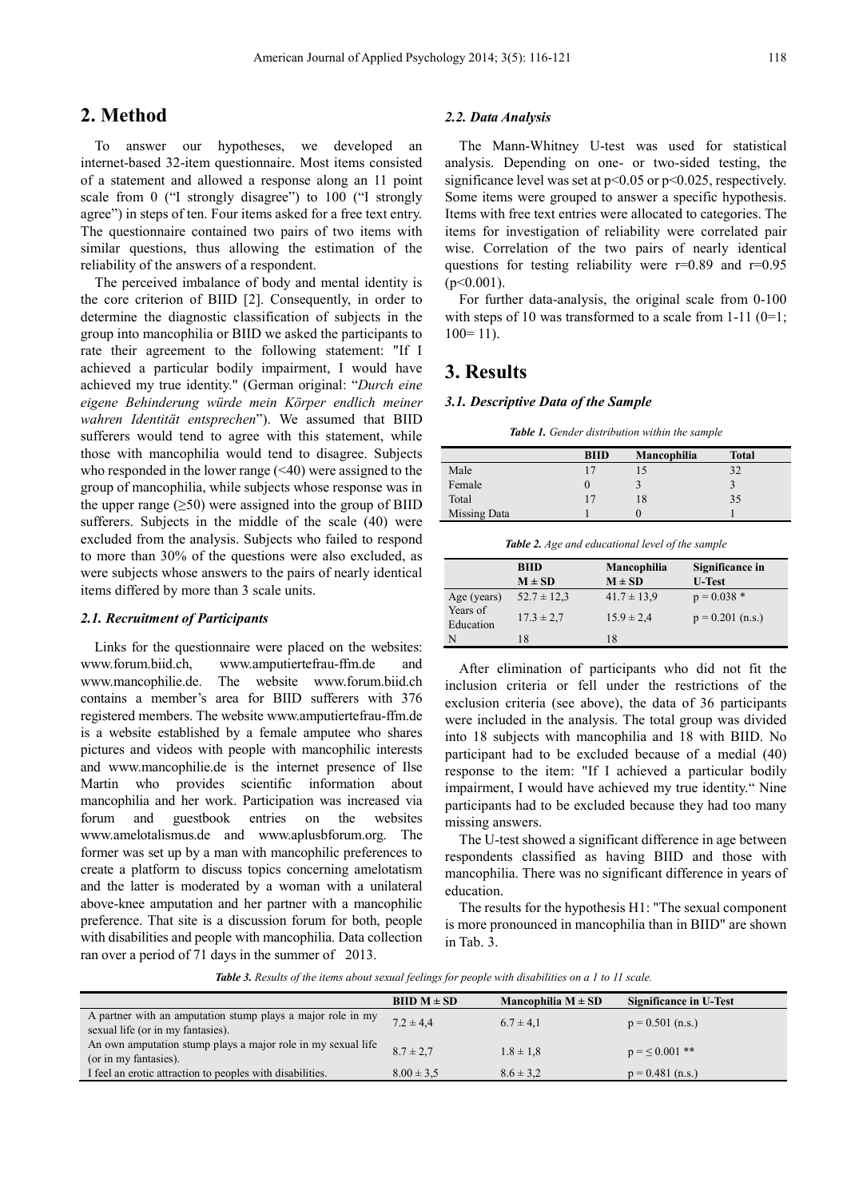## 2. Method

To answer our hypotheses, we developed an internet-based 32-item questionnaire. Most items consisted of a statement and allowed a response along an 11 point scale from 0 ("I strongly disagree") to 100 ("I strongly agree") in steps of ten. Four items asked for a free text entry. The questionnaire contained two pairs of two items with similar questions, thus allowing the estimation of the reliability of the answers of a respondent.

The perceived imbalance of body and mental identity is the core criterion of BIID [2]. Consequently, in order to determine the diagnostic classification of subjects in the group into mancophilia or BIID we asked the participants to rate their agreement to the following statement: "If I achieved a particular bodily impairment, I would have achieved my true identity." (German original: "*Durch eine eigene Behinderung würde mein Körper endlich meiner wahren Identität entsprechen*"). We assumed that BIID sufferers would tend to agree with this statement, while those with mancophilia would tend to disagree. Subjects who responded in the lower range (<40) were assigned to the group of mancophilia, while subjects whose response was in the upper range (≥50) were assigned into the group of BIID sufferers. Subjects in the middle of the scale (40) were excluded from the analysis. Subjects who failed to respond to more than 30% of the questions were also excluded, as were subjects whose answers to the pairs of nearly identical items differed by more than 3 scale units.

### 2.1. Recruitment of Participants

Links for the questionnaire were placed on the websites: www.forum.biid.ch, www.amputiertefrau-ffm.de and www.mancophilie.de. The website www.forum.biid.ch contains a member's area for BIID sufferers with 376 registered members. The website www.amputiertefrau-ffm.de is a website established by a female amputee who shares pictures and videos with people with mancophilic interests and www.mancophilie.de is the internet presence of Ilse Martin who provides scientific information about mancophilia and her work. Participation was increased via forum and guestbook entries on the websites www.amelotalismus.de and www.aplusbforum.org. The former was set up by a man with mancophilic preferences to create a platform to discuss topics concerning amelotatism and the latter is moderated by a woman with a unilateral above-knee amputation and her partner with a mancophilic preference. That site is a discussion forum for both, people with disabilities and people with mancophilia. Data collection ran over a period of 71 days in the summer of 2013.

### 2.2. Data Analysis

The Mann-Whitney U-test was used for statistical analysis. Depending on one- or two-sided testing, the significance level was set at $p<0.05$ or $p<0.025$, respectively. Some items were grouped to answer a specific hypothesis. Items with free text entries were allocated to categories. The items for investigation of reliability were correlated pair wise. Correlation of the two pairs of nearly identical questions for testing reliability were $r=0.89$ and $r=0.95$ ($p<0.001$).

For further data-analysis, the original scale from 0-100 with steps of 10 was transformed to a scale from 1-11 (0=1; 100= 11).

## 3. Results

### 3.1. Descriptive Data of the Sample

*Table 1. Gender distribution within the sample*

| | BIID | Mancophilia | Total |
|---|---|---|---|
| Male | 17 | 15 | 32 |
| Female | 0 | 3 | 3 |
| Total | 17 | 18 | 35 |
| Missing Data | 1 | 0 | 1 |

*Table 2. Age and educational level of the sample*

| | BIID M ± SD | Mancophilia M ± SD | Significance in U-Test |
|---|---|---|---|
| Age (years) | 52.7 ± 12,3 | 41.7 ± 13,9 | p = 0.038 * |
| Years of Education | 17.3 ± 2,7 | 15.9 ± 2,4 | p = 0.201 (n.s.) |
| N | 18 | 18 | |

After elimination of participants who did not fit the inclusion criteria or fell under the restrictions of the exclusion criteria (see above), the data of 36 participants were included in the analysis. The total group was divided into 18 subjects with mancophilia and 18 with BIID. No participant had to be excluded because of a medial (40) response to the item: "If I achieved a particular bodily impairment, I would have achieved my true identity." Nine participants had to be excluded because they had too many missing answers.

The U-test showed a significant difference in age between respondents classified as having BIID and those with mancophilia. There was no significant difference in years of education.

The results for the hypothesis H1: "The sexual component is more pronounced in mancophilia than in BIID" are shown in Tab. 3.

*Table 3. Results of the items about sexual feelings for people with disabilities on a 1 to 11 scale.*

| | BIID M ± SD | Mancophilia M ± SD | Significance in U-Test |
|---|---|---|---|
| A partner with an amputation stump plays a major role in my sexual life (or in my fantasies). | 7.2 ± 4,4 | 6.7 ± 4,1 | p = 0.501 (n.s.) |
| An own amputation stump plays a major role in my sexual life (or in my fantasies). | 8.7 ± 2,7 | 1.8 ± 1,8 | p = ≤ 0.001 ** |
| I feel an erotic attraction to peoples with disabilities. | 8.00 ± 3,5 | 8.6 ± 3,2 | p = 0.481 (n.s.) |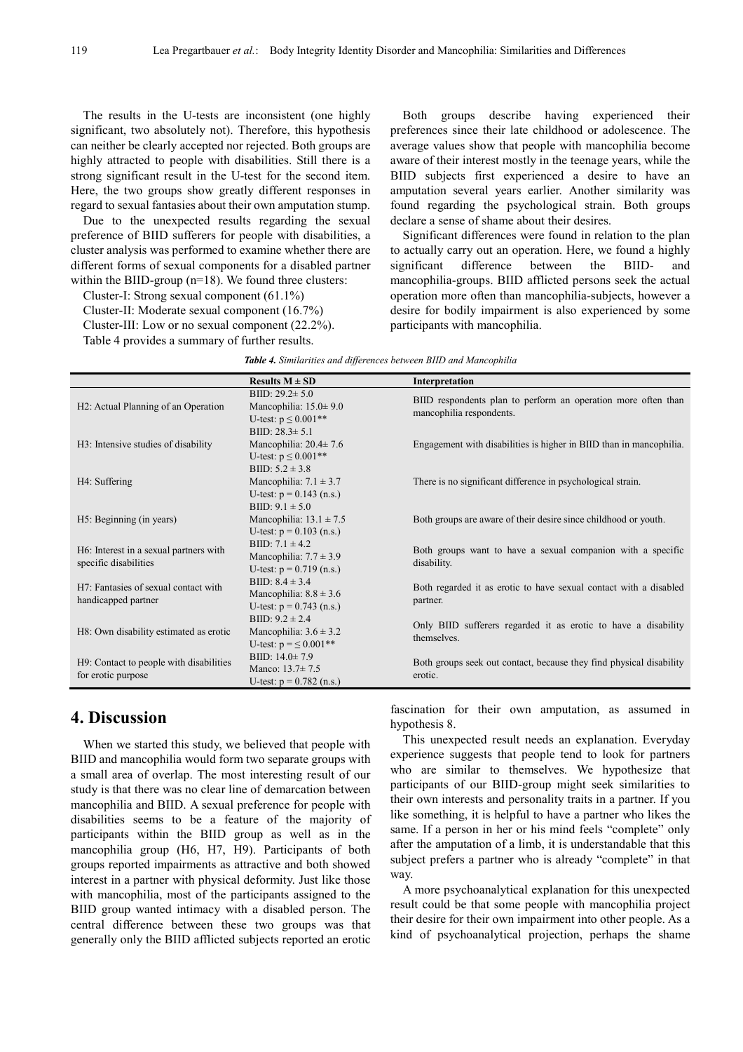The results in the U-tests are inconsistent (one highly significant, two absolutely not). Therefore, this hypothesis can neither be clearly accepted nor rejected. Both groups are highly attracted to people with disabilities. Still there is a strong significant result in the U-test for the second item. Here, the two groups show greatly different responses in regard to sexual fantasies about their own amputation stump.

Due to the unexpected results regarding the sexual preference of BIID sufferers for people with disabilities, a cluster analysis was performed to examine whether there are different forms of sexual components for a disabled partner within the BIID-group (n=18). We found three clusters:

Cluster-I: Strong sexual component (61.1%)

Cluster-II: Moderate sexual component (16.7%)

Cluster-III: Low or no sexual component (22.2%).

Table 4 provides a summary of further results.

Both groups describe having experienced their preferences since their late childhood or adolescence. The average values show that people with mancophilia become aware of their interest mostly in the teenage years, while the BIID subjects first experienced a desire to have an amputation several years earlier. Another similarity was found regarding the psychological strain. Both groups declare a sense of shame about their desires.

Significant differences were found in relation to the plan to actually carry out an operation. Here, we found a highly significant difference between the BIID- and mancophilia-groups. BIID afflicted persons seek the actual operation more often than mancophilia-subjects, however a desire for bodily impairment is also experienced by some participants with mancophilia.

***Table 4.*** *Similarities and differences between BIID and Mancophilia*

| | Results M ± SD | Interpretation |
|---|---|---|
| H2: Actual Planning of an Operation | BIID: 29.2± 5.0<br>Mancophilia: 15.0± 9.0<br>U-test: $p \leq 0.001$** | BIID respondents plan to perform an operation more often than mancophilia respondents. |
| H3: Intensive studies of disability | BIID: 28.3± 5.1<br>Mancophilia: 20.4± 7.6<br>U-test: $p \leq 0.001$** | Engagement with disabilities is higher in BIID than in mancophilia. |
| H4: Suffering | BIID: 5.2 ± 3.8<br>Mancophilia: 7.1 ± 3.7<br>U-test: $p = 0.143$ (n.s.) | There is no significant difference in psychological strain. |
| H5: Beginning (in years) | BIID: 9.1 ± 5.0<br>Mancophilia: 13.1 ± 7.5<br>U-test: $p = 0.103$ (n.s.) | Both groups are aware of their desire since childhood or youth. |
| H6: Interest in a sexual partners with specific disabilities | BIID: 7.1 ± 4.2<br>Mancophilia: 7.7 ± 3.9<br>U-test: $p = 0.719$ (n.s.) | Both groups want to have a sexual companion with a specific disability. |
| H7: Fantasies of sexual contact with handicapped partner | BIID: 8.4 ± 3.4<br>Mancophilia: 8.8 ± 3.6<br>U-test: $p = 0.743$ (n.s.) | Both regarded it as erotic to have sexual contact with a disabled partner. |
| H8: Own disability estimated as erotic | BIID: 9.2 ± 2.4<br>Mancophilia: 3.6 ± 3.2<br>U-test: $p = \leq 0.001$** | Only BIID sufferers regarded it as erotic to have a disability themselves. |
| H9: Contact to people with disabilities for erotic purpose | BIID: 14.0± 7.9<br>Manco: 13.7± 7.5<br>U-test: $p = 0.782$ (n.s.) | Both groups seek out contact, because they find physical disability erotic. |

## 4. Discussion

When we started this study, we believed that people with BIID and mancophilia would form two separate groups with a small area of overlap. The most interesting result of our study is that there was no clear line of demarcation between mancophilia and BIID. A sexual preference for people with disabilities seems to be a feature of the majority of participants within the BIID group as well as in the mancophilia group (H6, H7, H9). Participants of both groups reported impairments as attractive and both showed interest in a partner with physical deformity. Just like those with mancophilia, most of the participants assigned to the BIID group wanted intimacy with a disabled person. The central difference between these two groups was that generally only the BIID afflicted subjects reported an erotic fascination for their own amputation, as assumed in hypothesis 8.

This unexpected result needs an explanation. Everyday experience suggests that people tend to look for partners who are similar to themselves. We hypothesize that participants of our BIID-group might seek similarities to their own interests and personality traits in a partner. If you like something, it is helpful to have a partner who likes the same. If a person in her or his mind feels "complete" only after the amputation of a limb, it is understandable that this subject prefers a partner who is already "complete" in that way.

A more psychoanalytical explanation for this unexpected result could be that some people with mancophilia project their desire for their own impairment into other people. As a kind of psychoanalytical projection, perhaps the shame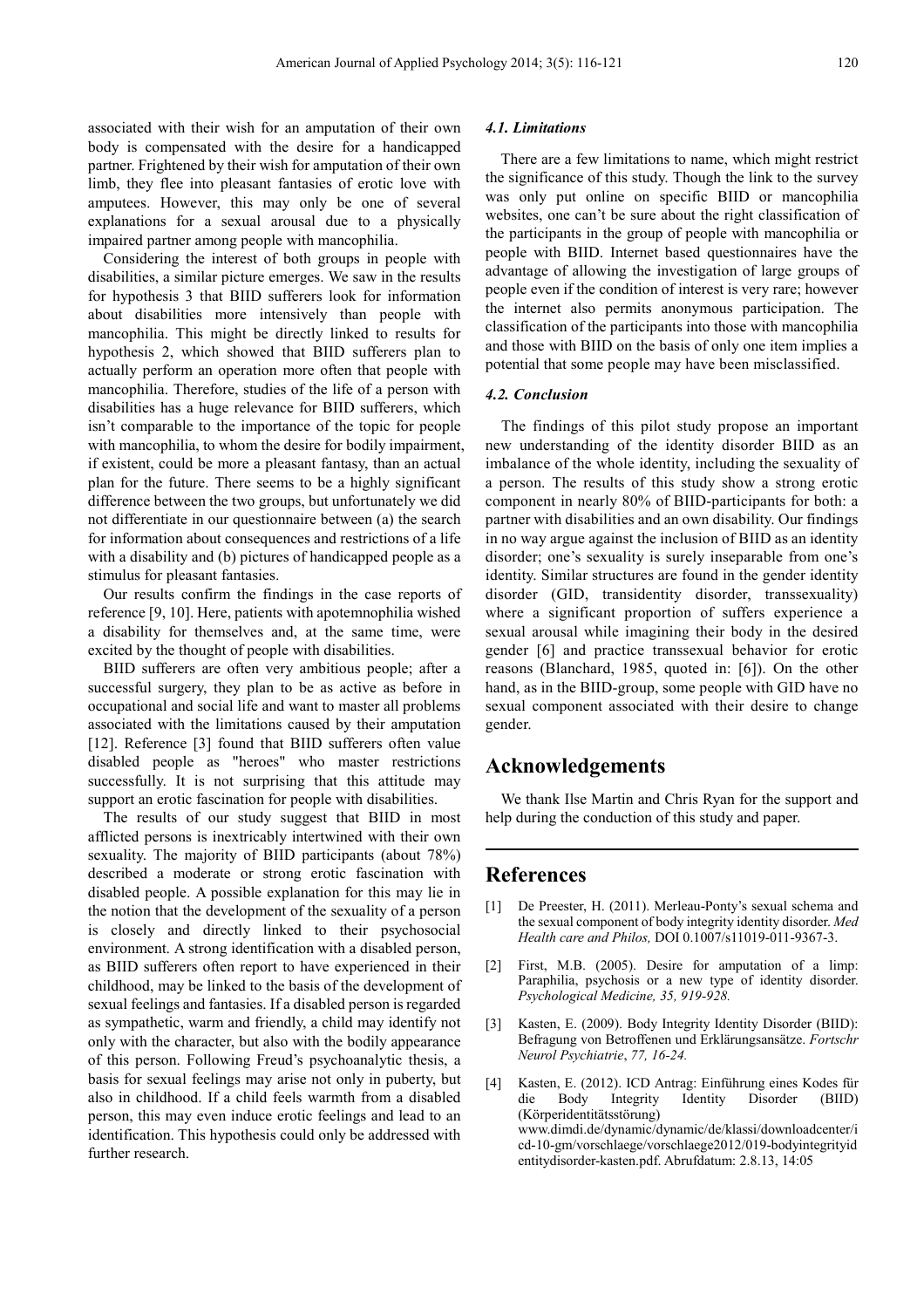associated with their wish for an amputation of their own body is compensated with the desire for a handicapped partner. Frightened by their wish for amputation of their own limb, they flee into pleasant fantasies of erotic love with amputees. However, this may only be one of several explanations for a sexual arousal due to a physically impaired partner among people with mancophilia.

Considering the interest of both groups in people with disabilities, a similar picture emerges. We saw in the results for hypothesis 3 that BIID sufferers look for information about disabilities more intensively than people with mancophilia. This might be directly linked to results for hypothesis 2, which showed that BIID sufferers plan to actually perform an operation more often that people with mancophilia. Therefore, studies of the life of a person with disabilities has a huge relevance for BIID sufferers, which isn't comparable to the importance of the topic for people with mancophilia, to whom the desire for bodily impairment, if existent, could be more a pleasant fantasy, than an actual plan for the future. There seems to be a highly significant difference between the two groups, but unfortunately we did not differentiate in our questionnaire between (a) the search for information about consequences and restrictions of a life with a disability and (b) pictures of handicapped people as a stimulus for pleasant fantasies.

Our results confirm the findings in the case reports of reference [9, 10]. Here, patients with apotemnophilia wished a disability for themselves and, at the same time, were excited by the thought of people with disabilities.

BIID sufferers are often very ambitious people; after a successful surgery, they plan to be as active as before in occupational and social life and want to master all problems associated with the limitations caused by their amputation [12]. Reference [3] found that BIID sufferers often value disabled people as "heroes" who master restrictions successfully. It is not surprising that this attitude may support an erotic fascination for people with disabilities.

The results of our study suggest that BIID in most afflicted persons is inextricably intertwined with their own sexuality. The majority of BIID participants (about 78%) described a moderate or strong erotic fascination with disabled people. A possible explanation for this may lie in the notion that the development of the sexuality of a person is closely and directly linked to their psychosocial environment. A strong identification with a disabled person, as BIID sufferers often report to have experienced in their childhood, may be linked to the basis of the development of sexual feelings and fantasies. If a disabled person is regarded as sympathetic, warm and friendly, a child may identify not only with the character, but also with the bodily appearance of this person. Following Freud's psychoanalytic thesis, a basis for sexual feelings may arise not only in puberty, but also in childhood. If a child feels warmth from a disabled person, this may even induce erotic feelings and lead to an identification. This hypothesis could only be addressed with further research.

### *4.1. Limitations*

There are a few limitations to name, which might restrict the significance of this study. Though the link to the survey was only put online on specific BIID or mancophilia websites, one can't be sure about the right classification of the participants in the group of people with mancophilia or people with BIID. Internet based questionnaires have the advantage of allowing the investigation of large groups of people even if the condition of interest is very rare; however the internet also permits anonymous participation. The classification of the participants into those with mancophilia and those with BIID on the basis of only one item implies a potential that some people may have been misclassified.

### *4.2. Conclusion*

The findings of this pilot study propose an important new understanding of the identity disorder BIID as an imbalance of the whole identity, including the sexuality of a person. The results of this study show a strong erotic component in nearly 80% of BIID-participants for both: a partner with disabilities and an own disability. Our findings in no way argue against the inclusion of BIID as an identity disorder; one's sexuality is surely inseparable from one's identity. Similar structures are found in the gender identity disorder (GID, transidentity disorder, transsexuality) where a significant proportion of suffers experience a sexual arousal while imagining their body in the desired gender [6] and practice transsexual behavior for erotic reasons (Blanchard, 1985, quoted in: [6]). On the other hand, as in the BIID-group, some people with GID have no sexual component associated with their desire to change gender.

## Acknowledgements

We thank Ilse Martin and Chris Ryan for the support and help during the conduction of this study and paper.

## References

[1] De Preester, H. (2011). Merleau-Ponty's sexual schema and the sexual component of body integrity identity disorder. *Med Health care and Philos,* DOI 0.1007/s11019-011-9367-3.

[2] First, M.B. (2005). Desire for amputation of a limp: Paraphilia, psychosis or a new type of identity disorder. *Psychological Medicine, 35, 919-928.*

[3] Kasten, E. (2009). Body Integrity Identity Disorder (BIID): Befragung von Betroffenen und Erklärungsansätze. *Fortschr Neurol Psychiatrie*, *77, 16-24.*

[4] Kasten, E. (2012). ICD Antrag: Einführung eines Kodes für die Body Integrity Identity Disorder (BIID) (Körperidentitätsstörung) www.dimdi.de/dynamic/dynamic/de/klassi/downloadcenter/icd-10-gm/vorschlaege/vorschlaege2012/019-bodyintegrityidentitydisorder-kasten.pdf. Abrufdatum: 2.8.13, 14:05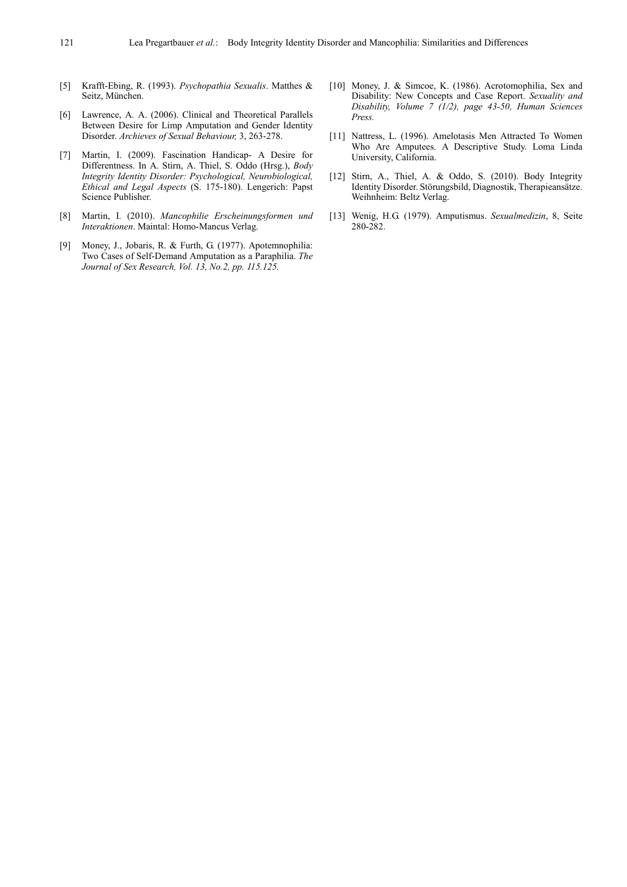[5] Krafft-Ebing, R. (1993). *Psychopathia Sexualis*. Matthes & Seitz, München.

[6] Lawrence, A. A. (2006). Clinical and Theoretical Parallels Between Desire for Limp Amputation and Gender Identity Disorder. *Archieves of Sexual Behaviour,* 3, 263-278.

[7] Martin, I. (2009). Fascination Handicap- A Desire for Differentness. In A. Stirn, A. Thiel, S. Oddo (Hrsg.), *Body Integrity Identity Disorder: Psychological, Neurobiological, Ethical and Legal Aspects* (S. 175-180). Lengerich: Papst Science Publisher.

[8] Martin, I. (2010). *Mancophilie Erscheinungsformen und Interaktionen*. Maintal: Homo-Mancus Verlag.

[9] Money, J., Jobaris, R. & Furth, G. (1977). Apotemnophilia: Two Cases of Self-Demand Amputation as a Paraphilia. *The Journal of Sex Research, Vol. 13, No.2, pp. 115.125.*

[10] Money, J. & Simcoe, K. (1986). Acrotomophilia, Sex and Disability: New Concepts and Case Report. *Sexuality and Disability, Volume 7 (1/2), page 43-50, Human Sciences Press.*

[11] Nattress, L. (1996). Amelotasis Men Attracted To Women Who Are Amputees. A Descriptive Study. Loma Linda University, California.

[12] Stirn, A., Thiel, A. & Oddo, S. (2010). Body Integrity Identity Disorder. Störungsbild, Diagnostik, Therapieansätze. Weihnheim: Beltz Verlag.

[13] Wenig, H.G. (1979). Amputismus. *Sexualmedizin*, 8, Seite 280-282.